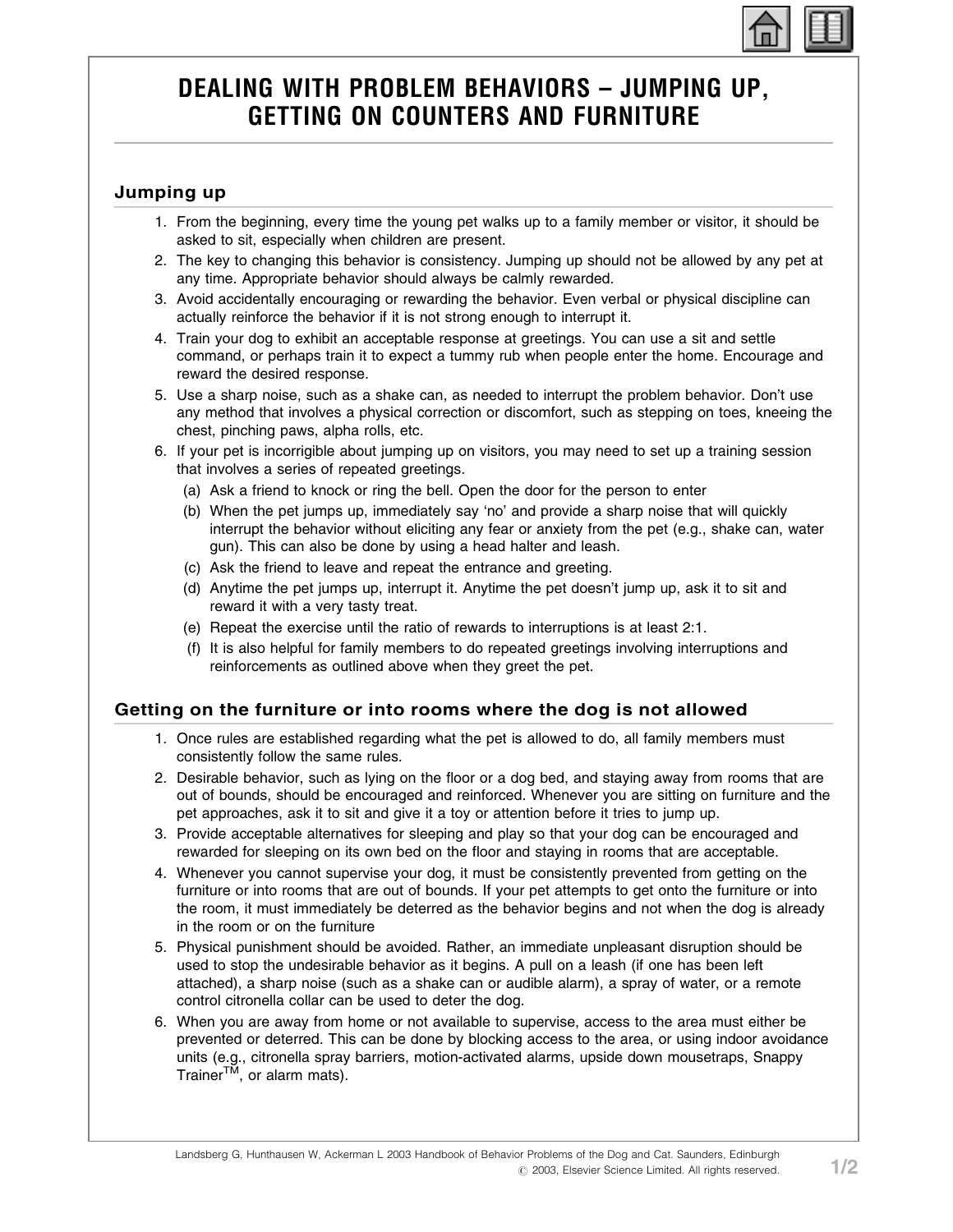# DEALING WITH PROBLEM BEHAVIORS – JUMPING UP, GETTING ON COUNTERS AND FURNITURE

## Jumping up

1. From the beginning, every time the young pet walks up to a family member or visitor, it should be asked to sit, especially when children are present.
2. The key to changing this behavior is consistency. Jumping up should not be allowed by any pet at any time. Appropriate behavior should always be calmly rewarded.
3. Avoid accidentally encouraging or rewarding the behavior. Even verbal or physical discipline can actually reinforce the behavior if it is not strong enough to interrupt it.
4. Train your dog to exhibit an acceptable response at greetings. You can use a sit and settle command, or perhaps train it to expect a tummy rub when people enter the home. Encourage and reward the desired response.
5. Use a sharp noise, such as a shake can, as needed to interrupt the problem behavior. Don't use any method that involves a physical correction or discomfort, such as stepping on toes, kneeing the chest, pinching paws, alpha rolls, etc.
6. If your pet is incorrigible about jumping up on visitors, you may need to set up a training session that involves a series of repeated greetings.
   (a) Ask a friend to knock or ring the bell. Open the door for the person to enter
   (b) When the pet jumps up, immediately say 'no' and provide a sharp noise that will quickly interrupt the behavior without eliciting any fear or anxiety from the pet (e.g., shake can, water gun). This can also be done by using a head halter and leash.
   (c) Ask the friend to leave and repeat the entrance and greeting.
   (d) Anytime the pet jumps up, interrupt it. Anytime the pet doesn't jump up, ask it to sit and reward it with a very tasty treat.
   (e) Repeat the exercise until the ratio of rewards to interruptions is at least 2:1.
   (f) It is also helpful for family members to do repeated greetings involving interruptions and reinforcements as outlined above when they greet the pet.

## Getting on the furniture or into rooms where the dog is not allowed

1. Once rules are established regarding what the pet is allowed to do, all family members must consistently follow the same rules.
2. Desirable behavior, such as lying on the floor or a dog bed, and staying away from rooms that are out of bounds, should be encouraged and reinforced. Whenever you are sitting on furniture and the pet approaches, ask it to sit and give it a toy or attention before it tries to jump up.
3. Provide acceptable alternatives for sleeping and play so that your dog can be encouraged and rewarded for sleeping on its own bed on the floor and staying in rooms that are acceptable.
4. Whenever you cannot supervise your dog, it must be consistently prevented from getting on the furniture or into rooms that are out of bounds. If your pet attempts to get onto the furniture or into the room, it must immediately be deterred as the behavior begins and not when the dog is already in the room or on the furniture
5. Physical punishment should be avoided. Rather, an immediate unpleasant disruption should be used to stop the undesirable behavior as it begins. A pull on a leash (if one has been left attached), a sharp noise (such as a shake can or audible alarm), a spray of water, or a remote control citronella collar can be used to deter the dog.
6. When you are away from home or not available to supervise, access to the area must either be prevented or deterred. This can be done by blocking access to the area, or using indoor avoidance units (e.g., citronella spray barriers, motion-activated alarms, upside down mousetraps, Snappy Trainer™, or alarm mats).

Landsberg G, Hunthausen W, Ackerman L 2003 Handbook of Behavior Problems of the Dog and Cat. Saunders, Edinburgh
© 2003, Elsevier Science Limited. All rights reserved.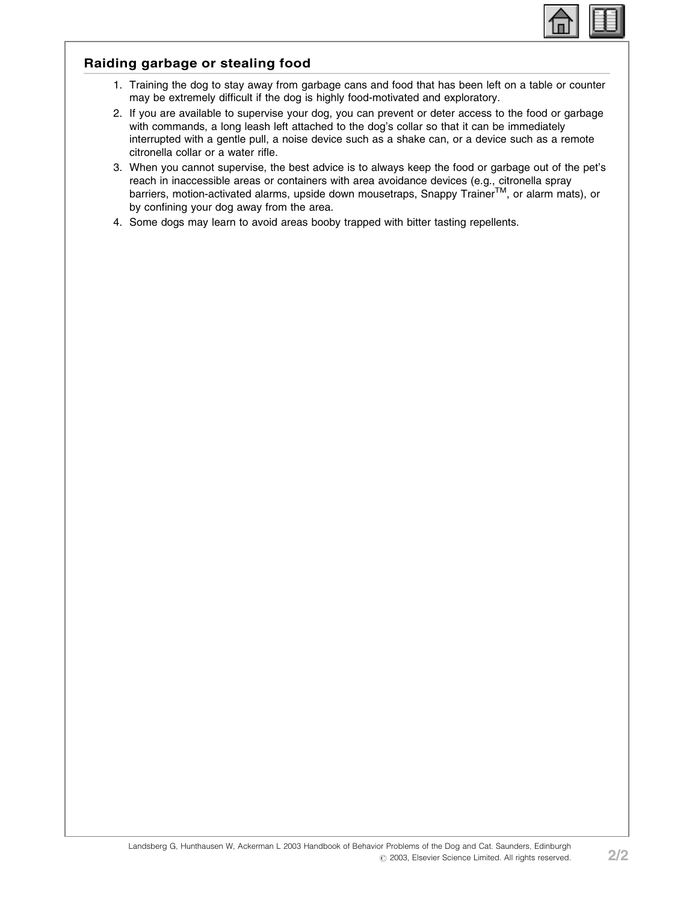## Raiding garbage or stealing food

1. Training the dog to stay away from garbage cans and food that has been left on a table or counter may be extremely difficult if the dog is highly food-motivated and exploratory.
2. If you are available to supervise your dog, you can prevent or deter access to the food or garbage with commands, a long leash left attached to the dog's collar so that it can be immediately interrupted with a gentle pull, a noise device such as a shake can, or a device such as a remote citronella collar or a water rifle.
3. When you cannot supervise, the best advice is to always keep the food or garbage out of the pet's reach in inaccessible areas or containers with area avoidance devices (e.g., citronella spray barriers, motion-activated alarms, upside down mousetraps, Snappy Trainer™, or alarm mats), or by confining your dog away from the area.
4. Some dogs may learn to avoid areas booby trapped with bitter tasting repellents.

Landsberg G, Hunthausen W, Ackerman L 2003 Handbook of Behavior Problems of the Dog and Cat. Saunders, Edinburgh
© 2003, Elsevier Science Limited. All rights reserved.